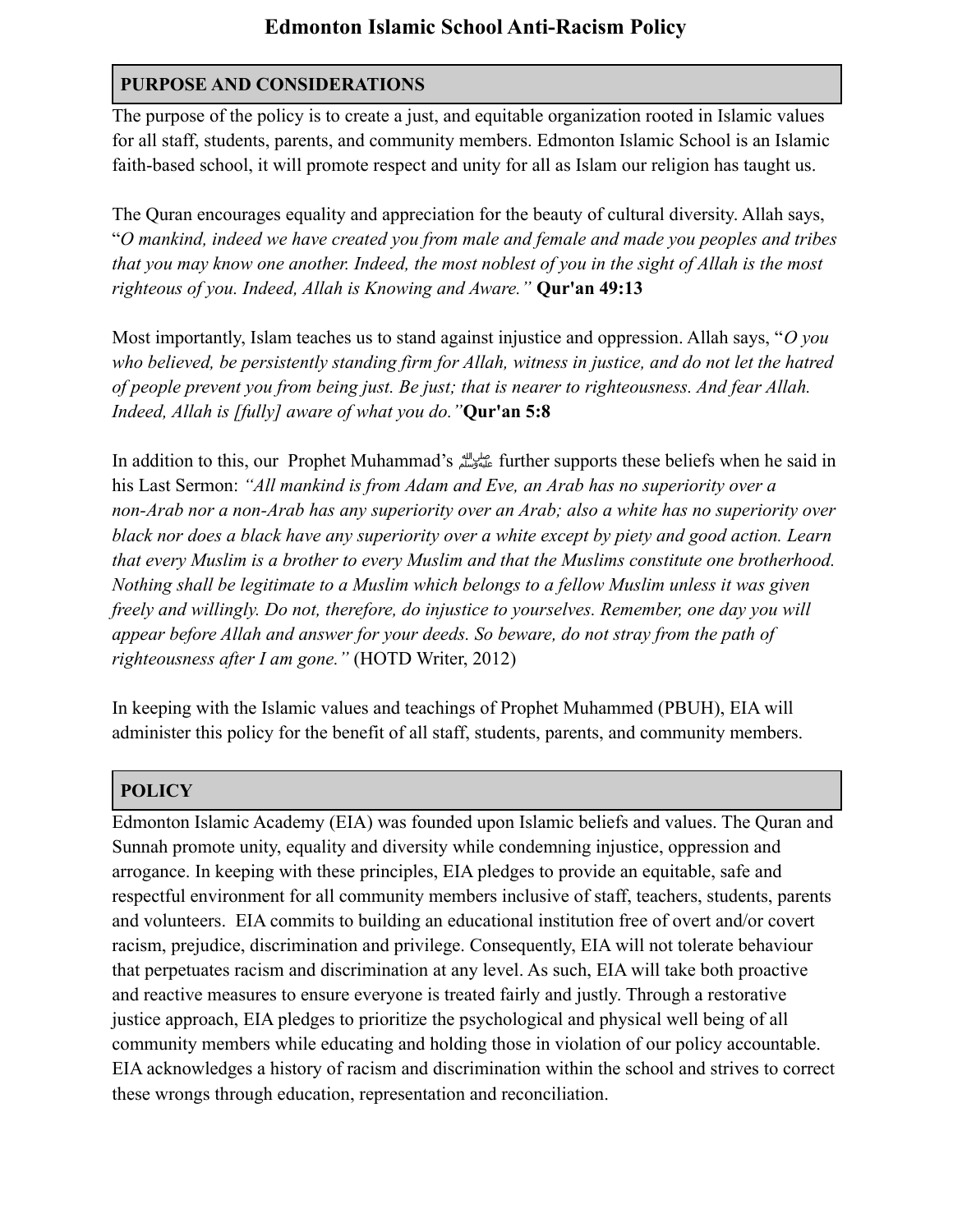# Edmonton Islamic School Anti-Racism Policy

## PURPOSE AND CONSIDERATIONS

The purpose of the policy is to create a just, and equitable organization rooted in Islamic values for all staff, students, parents, and community members. Edmonton Islamic School is an Islamic faith-based school, it will promote respect and unity for all as Islam our religion has taught us.

The Quran encourages equality and appreciation for the beauty of cultural diversity. Allah says, "*O mankind, indeed we have created you from male and female and made you peoples and tribes that you may know one another. Indeed, the most noblest of you in the sight of Allah is the most righteous of you. Indeed, Allah is Knowing and Aware."* **Qur'an 49:13**

Most importantly, Islam teaches us to stand against injustice and oppression. Allah says, "*O you who believed, be persistently standing firm for Allah, witness in justice, and do not let the hatred of people prevent you from being just. Be just; that is nearer to righteousness. And fear Allah. Indeed, Allah is [fully] aware of what you do."***Qur'an 5:8**

In addition to this, our Prophet Muhammad's ﷺ further supports these beliefs when he said in his Last Sermon: *"All mankind is from Adam and Eve, an Arab has no superiority over a non-Arab nor a non-Arab has any superiority over an Arab; also a white has no superiority over black nor does a black have any superiority over a white except by piety and good action. Learn that every Muslim is a brother to every Muslim and that the Muslims constitute one brotherhood. Nothing shall be legitimate to a Muslim which belongs to a fellow Muslim unless it was given freely and willingly. Do not, therefore, do injustice to yourselves. Remember, one day you will appear before Allah and answer for your deeds. So beware, do not stray from the path of righteousness after I am gone."* (HOTD Writer, 2012)

In keeping with the Islamic values and teachings of Prophet Muhammed (PBUH), EIA will administer this policy for the benefit of all staff, students, parents, and community members.

## POLICY

Edmonton Islamic Academy (EIA) was founded upon Islamic beliefs and values. The Quran and Sunnah promote unity, equality and diversity while condemning injustice, oppression and arrogance. In keeping with these principles, EIA pledges to provide an equitable, safe and respectful environment for all community members inclusive of staff, teachers, students, parents and volunteers. EIA commits to building an educational institution free of overt and/or covert racism, prejudice, discrimination and privilege. Consequently, EIA will not tolerate behaviour that perpetuates racism and discrimination at any level. As such, EIA will take both proactive and reactive measures to ensure everyone is treated fairly and justly. Through a restorative justice approach, EIA pledges to prioritize the psychological and physical well being of all community members while educating and holding those in violation of our policy accountable. EIA acknowledges a history of racism and discrimination within the school and strives to correct these wrongs through education, representation and reconciliation.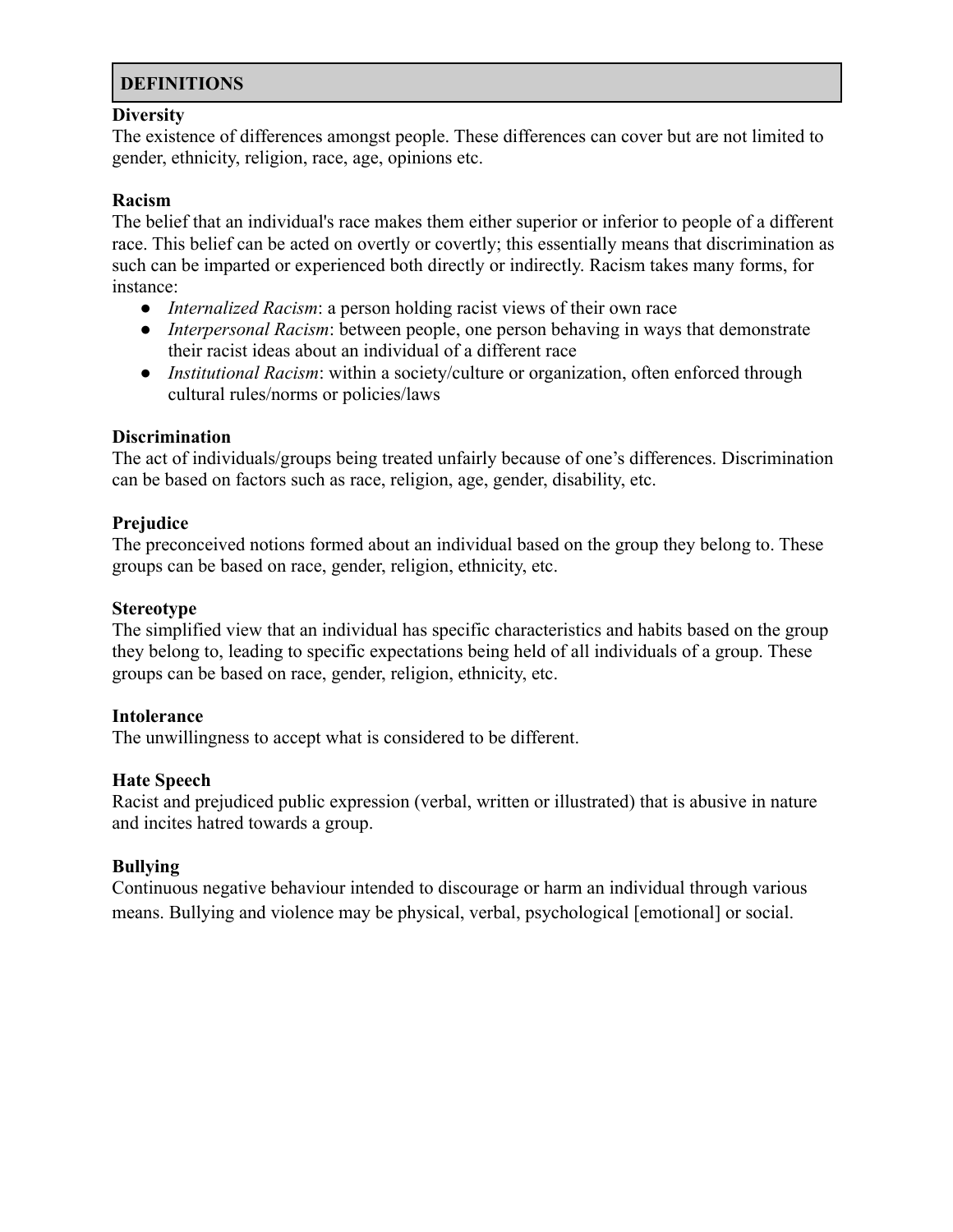## DEFINITIONS

**Diversity**
The existence of differences amongst people. These differences can cover but are not limited to gender, ethnicity, religion, race, age, opinions etc.

**Racism**
The belief that an individual's race makes them either superior or inferior to people of a different race. This belief can be acted on overtly or covertly; this essentially means that discrimination as such can be imparted or experienced both directly or indirectly. Racism takes many forms, for instance:

- *Internalized Racism*: a person holding racist views of their own race
- *Interpersonal Racism*: between people, one person behaving in ways that demonstrate their racist ideas about an individual of a different race
- *Institutional Racism*: within a society/culture or organization, often enforced through cultural rules/norms or policies/laws

**Discrimination**
The act of individuals/groups being treated unfairly because of one's differences. Discrimination can be based on factors such as race, religion, age, gender, disability, etc.

**Prejudice**
The preconceived notions formed about an individual based on the group they belong to. These groups can be based on race, gender, religion, ethnicity, etc.

**Stereotype**
The simplified view that an individual has specific characteristics and habits based on the group they belong to, leading to specific expectations being held of all individuals of a group. These groups can be based on race, gender, religion, ethnicity, etc.

**Intolerance**
The unwillingness to accept what is considered to be different.

**Hate Speech**
Racist and prejudiced public expression (verbal, written or illustrated) that is abusive in nature and incites hatred towards a group.

**Bullying**
Continuous negative behaviour intended to discourage or harm an individual through various means. Bullying and violence may be physical, verbal, psychological [emotional] or social.